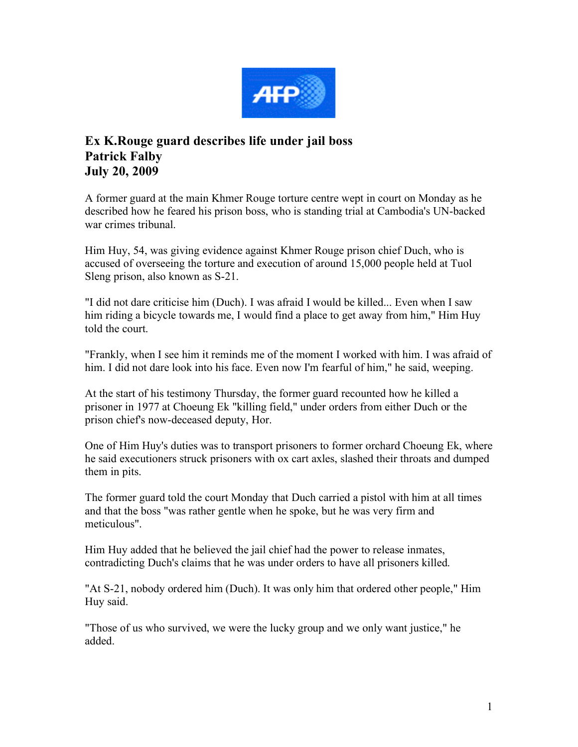# Ex K.Rouge guard describes life under jail boss
**Patrick Falby**
**July 20, 2009**

A former guard at the main Khmer Rouge torture centre wept in court on Monday as he described how he feared his prison boss, who is standing trial at Cambodia's UN-backed war crimes tribunal.

Him Huy, 54, was giving evidence against Khmer Rouge prison chief Duch, who is accused of overseeing the torture and execution of around 15,000 people held at Tuol Sleng prison, also known as S-21.

"I did not dare criticise him (Duch). I was afraid I would be killed... Even when I saw him riding a bicycle towards me, I would find a place to get away from him," Him Huy told the court.

"Frankly, when I see him it reminds me of the moment I worked with him. I was afraid of him. I did not dare look into his face. Even now I'm fearful of him," he said, weeping.

At the start of his testimony Thursday, the former guard recounted how he killed a prisoner in 1977 at Choeung Ek "killing field," under orders from either Duch or the prison chief's now-deceased deputy, Hor.

One of Him Huy's duties was to transport prisoners to former orchard Choeung Ek, where he said executioners struck prisoners with ox cart axles, slashed their throats and dumped them in pits.

The former guard told the court Monday that Duch carried a pistol with him at all times and that the boss "was rather gentle when he spoke, but he was very firm and meticulous".

Him Huy added that he believed the jail chief had the power to release inmates, contradicting Duch's claims that he was under orders to have all prisoners killed.

"At S-21, nobody ordered him (Duch). It was only him that ordered other people," Him Huy said.

"Those of us who survived, we were the lucky group and we only want justice," he added.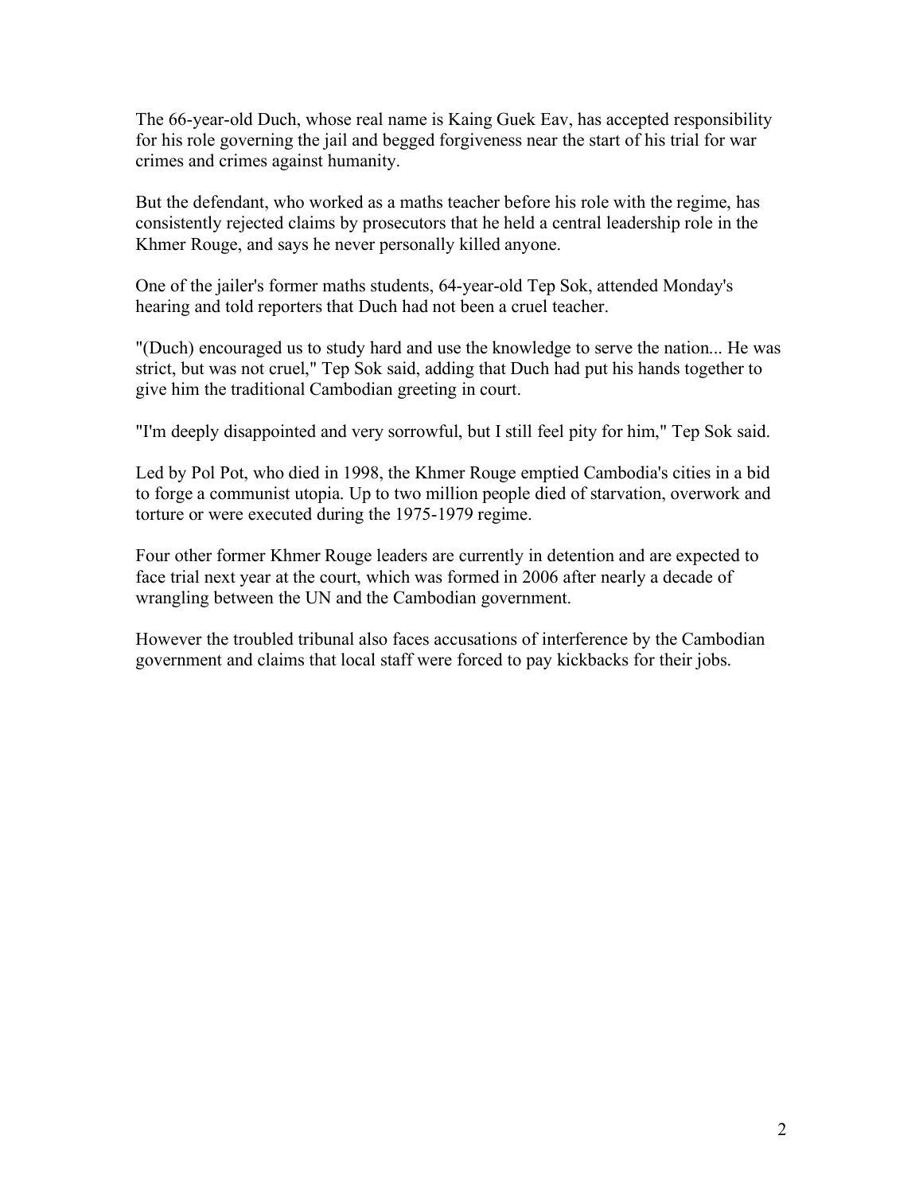The 66-year-old Duch, whose real name is Kaing Guek Eav, has accepted responsibility for his role governing the jail and begged forgiveness near the start of his trial for war crimes and crimes against humanity.

But the defendant, who worked as a maths teacher before his role with the regime, has consistently rejected claims by prosecutors that he held a central leadership role in the Khmer Rouge, and says he never personally killed anyone.

One of the jailer's former maths students, 64-year-old Tep Sok, attended Monday's hearing and told reporters that Duch had not been a cruel teacher.

"(Duch) encouraged us to study hard and use the knowledge to serve the nation... He was strict, but was not cruel," Tep Sok said, adding that Duch had put his hands together to give him the traditional Cambodian greeting in court.

"I'm deeply disappointed and very sorrowful, but I still feel pity for him," Tep Sok said.

Led by Pol Pot, who died in 1998, the Khmer Rouge emptied Cambodia's cities in a bid to forge a communist utopia. Up to two million people died of starvation, overwork and torture or were executed during the 1975-1979 regime.

Four other former Khmer Rouge leaders are currently in detention and are expected to face trial next year at the court, which was formed in 2006 after nearly a decade of wrangling between the UN and the Cambodian government.

However the troubled tribunal also faces accusations of interference by the Cambodian government and claims that local staff were forced to pay kickbacks for their jobs.